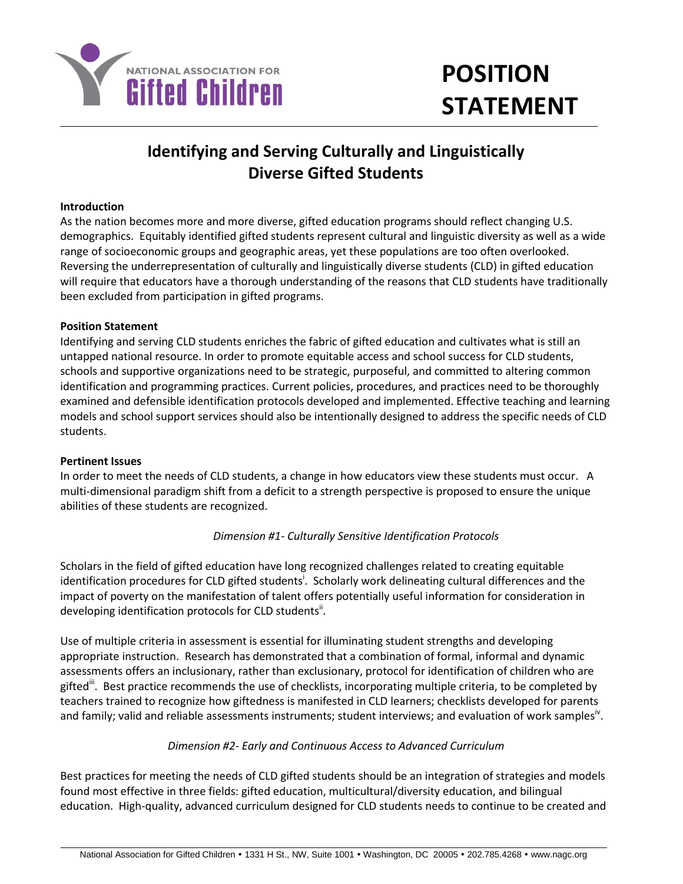NATIONAL ASSOCIATION FOR **Gifted Children**

# POSITION STATEMENT

## Identifying and Serving Culturally and Linguistically Diverse Gifted Students

**Introduction**

As the nation becomes more and more diverse, gifted education programs should reflect changing U.S. demographics. Equitably identified gifted students represent cultural and linguistic diversity as well as a wide range of socioeconomic groups and geographic areas, yet these populations are too often overlooked. Reversing the underrepresentation of culturally and linguistically diverse students (CLD) in gifted education will require that educators have a thorough understanding of the reasons that CLD students have traditionally been excluded from participation in gifted programs.

**Position Statement**

Identifying and serving CLD students enriches the fabric of gifted education and cultivates what is still an untapped national resource. In order to promote equitable access and school success for CLD students, schools and supportive organizations need to be strategic, purposeful, and committed to altering common identification and programming practices. Current policies, procedures, and practices need to be thoroughly examined and defensible identification protocols developed and implemented. Effective teaching and learning models and school support services should also be intentionally designed to address the specific needs of CLD students.

**Pertinent Issues**

In order to meet the needs of CLD students, a change in how educators view these students must occur. A multi-dimensional paradigm shift from a deficit to a strength perspective is proposed to ensure the unique abilities of these students are recognized.

*Dimension #1- Culturally Sensitive Identification Protocols*

Scholars in the field of gifted education have long recognized challenges related to creating equitable identification procedures for CLD gifted students[i]. Scholarly work delineating cultural differences and the impact of poverty on the manifestation of talent offers potentially useful information for consideration in developing identification protocols for CLD students[ii].

Use of multiple criteria in assessment is essential for illuminating student strengths and developing appropriate instruction. Research has demonstrated that a combination of formal, informal and dynamic assessments offers an inclusionary, rather than exclusionary, protocol for identification of children who are gifted[iii]. Best practice recommends the use of checklists, incorporating multiple criteria, to be completed by teachers trained to recognize how giftedness is manifested in CLD learners; checklists developed for parents and family; valid and reliable assessments instruments; student interviews; and evaluation of work samples[iv].

*Dimension #2- Early and Continuous Access to Advanced Curriculum*

Best practices for meeting the needs of CLD gifted students should be an integration of strategies and models found most effective in three fields: gifted education, multicultural/diversity education, and bilingual education. High-quality, advanced curriculum designed for CLD students needs to continue to be created and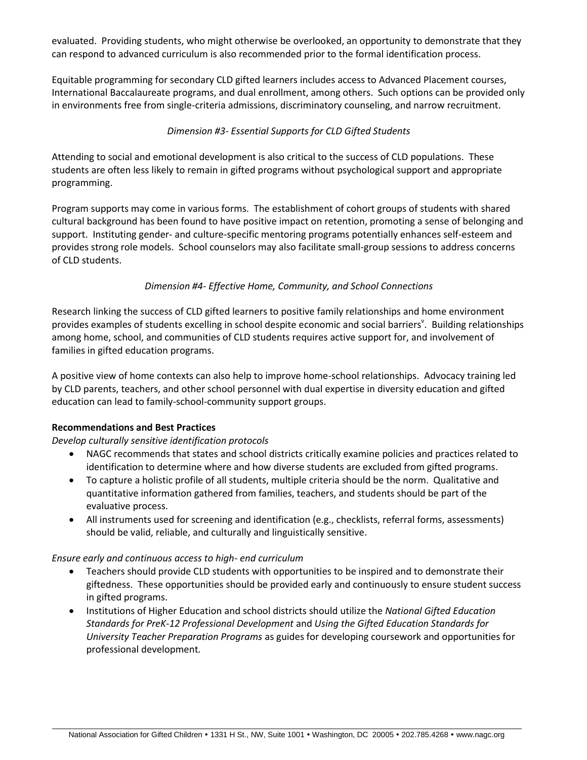evaluated. Providing students, who might otherwise be overlooked, an opportunity to demonstrate that they can respond to advanced curriculum is also recommended prior to the formal identification process.

Equitable programming for secondary CLD gifted learners includes access to Advanced Placement courses, International Baccalaureate programs, and dual enrollment, among others. Such options can be provided only in environments free from single-criteria admissions, discriminatory counseling, and narrow recruitment.

*Dimension #3- Essential Supports for CLD Gifted Students*

Attending to social and emotional development is also critical to the success of CLD populations. These students are often less likely to remain in gifted programs without psychological support and appropriate programming.

Program supports may come in various forms. The establishment of cohort groups of students with shared cultural background has been found to have positive impact on retention, promoting a sense of belonging and support. Instituting gender- and culture-specific mentoring programs potentially enhances self-esteem and provides strong role models. School counselors may also facilitate small-group sessions to address concerns of CLD students.

*Dimension #4- Effective Home, Community, and School Connections*

Research linking the success of CLD gifted learners to positive family relationships and home environment provides examples of students excelling in school despite economic and social barriers[v]. Building relationships among home, school, and communities of CLD students requires active support for, and involvement of families in gifted education programs.

A positive view of home contexts can also help to improve home-school relationships. Advocacy training led by CLD parents, teachers, and other school personnel with dual expertise in diversity education and gifted education can lead to family-school-community support groups.

**Recommendations and Best Practices**

*Develop culturally sensitive identification protocols*

- NAGC recommends that states and school districts critically examine policies and practices related to identification to determine where and how diverse students are excluded from gifted programs.
- To capture a holistic profile of all students, multiple criteria should be the norm. Qualitative and quantitative information gathered from families, teachers, and students should be part of the evaluative process.
- All instruments used for screening and identification (e.g., checklists, referral forms, assessments) should be valid, reliable, and culturally and linguistically sensitive.

*Ensure early and continuous access to high- end curriculum*

- Teachers should provide CLD students with opportunities to be inspired and to demonstrate their giftedness. These opportunities should be provided early and continuously to ensure student success in gifted programs.
- Institutions of Higher Education and school districts should utilize the *National Gifted Education Standards for PreK-12 Professional Development* and *Using the Gifted Education Standards for University Teacher Preparation Programs* as guides for developing coursework and opportunities for professional development.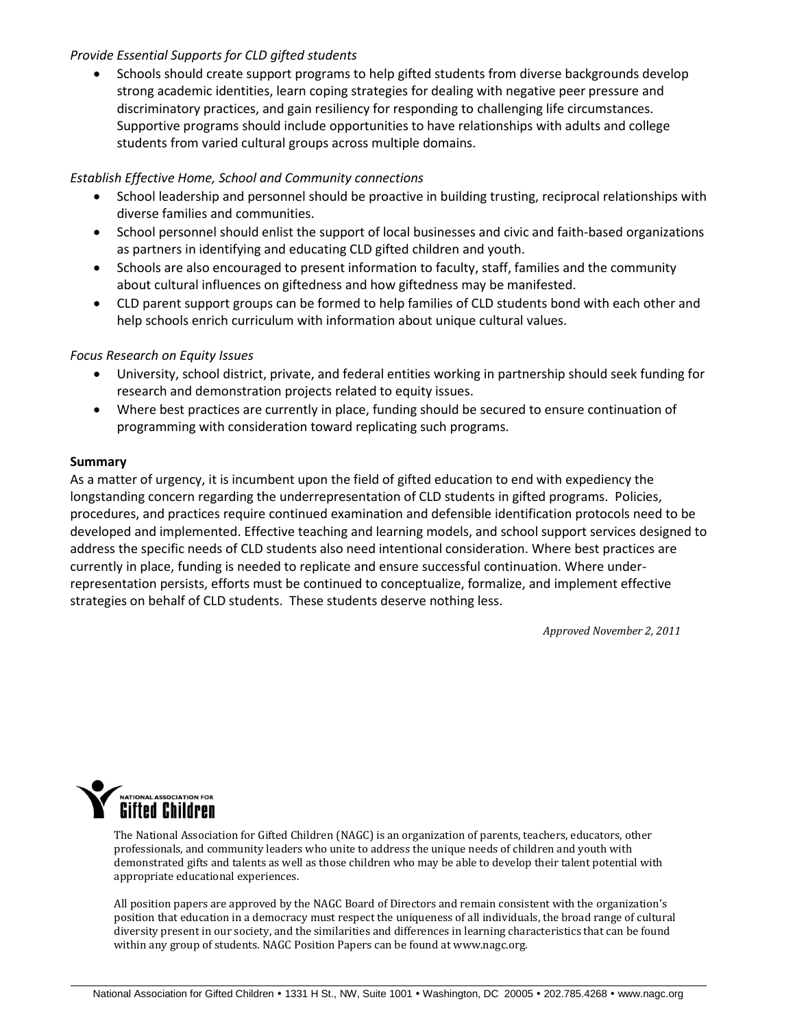*Provide Essential Supports for CLD gifted students*

- Schools should create support programs to help gifted students from diverse backgrounds develop strong academic identities, learn coping strategies for dealing with negative peer pressure and discriminatory practices, and gain resiliency for responding to challenging life circumstances. Supportive programs should include opportunities to have relationships with adults and college students from varied cultural groups across multiple domains.

*Establish Effective Home, School and Community connections*

- School leadership and personnel should be proactive in building trusting, reciprocal relationships with diverse families and communities.
- School personnel should enlist the support of local businesses and civic and faith-based organizations as partners in identifying and educating CLD gifted children and youth.
- Schools are also encouraged to present information to faculty, staff, families and the community about cultural influences on giftedness and how giftedness may be manifested.
- CLD parent support groups can be formed to help families of CLD students bond with each other and help schools enrich curriculum with information about unique cultural values.

*Focus Research on Equity Issues*

- University, school district, private, and federal entities working in partnership should seek funding for research and demonstration projects related to equity issues.
- Where best practices are currently in place, funding should be secured to ensure continuation of programming with consideration toward replicating such programs.

**Summary**

As a matter of urgency, it is incumbent upon the field of gifted education to end with expediency the longstanding concern regarding the underrepresentation of CLD students in gifted programs. Policies, procedures, and practices require continued examination and defensible identification protocols need to be developed and implemented. Effective teaching and learning models, and school support services designed to address the specific needs of CLD students also need intentional consideration. Where best practices are currently in place, funding is needed to replicate and ensure successful continuation. Where under-representation persists, efforts must be continued to conceptualize, formalize, and implement effective strategies on behalf of CLD students. These students deserve nothing less.

*Approved November 2, 2011*

NATIONAL ASSOCIATION FOR Gifted Children

The National Association for Gifted Children (NAGC) is an organization of parents, teachers, educators, other professionals, and community leaders who unite to address the unique needs of children and youth with demonstrated gifts and talents as well as those children who may be able to develop their talent potential with appropriate educational experiences.

All position papers are approved by the NAGC Board of Directors and remain consistent with the organization's position that education in a democracy must respect the uniqueness of all individuals, the broad range of cultural diversity present in our society, and the similarities and differences in learning characteristics that can be found within any group of students. NAGC Position Papers can be found at www.nagc.org.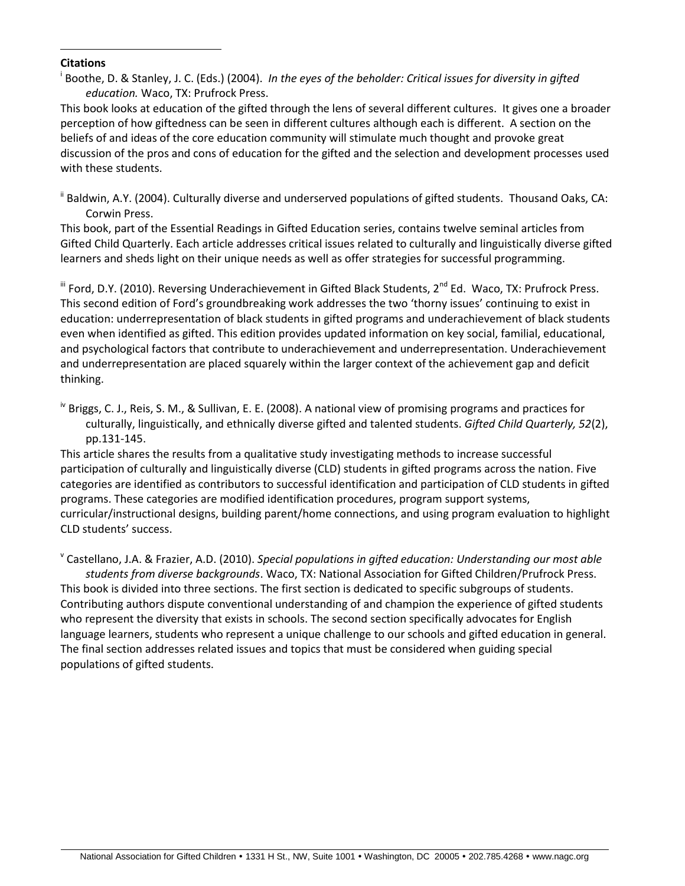**Citations**

[i] Boothe, D. & Stanley, J. C. (Eds.) (2004). *In the eyes of the beholder: Critical issues for diversity in gifted education.* Waco, TX: Prufrock Press.

This book looks at education of the gifted through the lens of several different cultures. It gives one a broader perception of how giftedness can be seen in different cultures although each is different. A section on the beliefs of and ideas of the core education community will stimulate much thought and provoke great discussion of the pros and cons of education for the gifted and the selection and development processes used with these students.

[ii] Baldwin, A.Y. (2004). Culturally diverse and underserved populations of gifted students. Thousand Oaks, CA: Corwin Press.

This book, part of the Essential Readings in Gifted Education series, contains twelve seminal articles from Gifted Child Quarterly. Each article addresses critical issues related to culturally and linguistically diverse gifted learners and sheds light on their unique needs as well as offer strategies for successful programming.

[iii] Ford, D.Y. (2010). Reversing Underachievement in Gifted Black Students, 2nd Ed. Waco, TX: Prufrock Press.

This second edition of Ford's groundbreaking work addresses the two 'thorny issues' continuing to exist in education: underrepresentation of black students in gifted programs and underachievement of black students even when identified as gifted. This edition provides updated information on key social, familial, educational, and psychological factors that contribute to underachievement and underrepresentation. Underachievement and underrepresentation are placed squarely within the larger context of the achievement gap and deficit thinking.

[iv] Briggs, C. J., Reis, S. M., & Sullivan, E. E. (2008). A national view of promising programs and practices for culturally, linguistically, and ethnically diverse gifted and talented students. *Gifted Child Quarterly, 52*(2), pp.131-145.

This article shares the results from a qualitative study investigating methods to increase successful participation of culturally and linguistically diverse (CLD) students in gifted programs across the nation. Five categories are identified as contributors to successful identification and participation of CLD students in gifted programs. These categories are modified identification procedures, program support systems, curricular/instructional designs, building parent/home connections, and using program evaluation to highlight CLD students' success.

[v] Castellano, J.A. & Frazier, A.D. (2010). *Special populations in gifted education: Understanding our most able students from diverse backgrounds*. Waco, TX: National Association for Gifted Children/Prufrock Press.

This book is divided into three sections. The first section is dedicated to specific subgroups of students. Contributing authors dispute conventional understanding of and champion the experience of gifted students who represent the diversity that exists in schools. The second section specifically advocates for English language learners, students who represent a unique challenge to our schools and gifted education in general. The final section addresses related issues and topics that must be considered when guiding special populations of gifted students.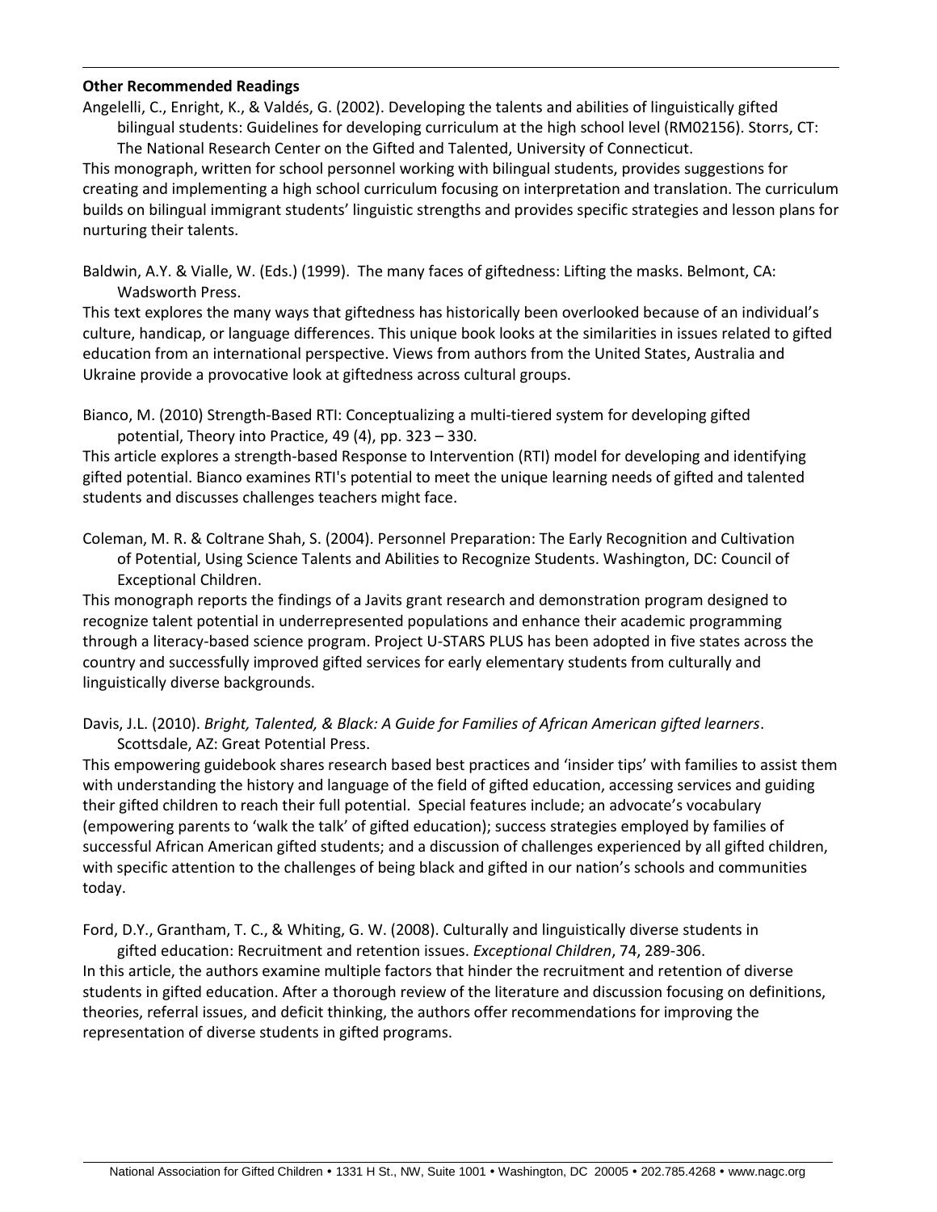**Other Recommended Readings**

Angelelli, C., Enright, K., & Valdés, G. (2002). Developing the talents and abilities of linguistically gifted bilingual students: Guidelines for developing curriculum at the high school level (RM02156). Storrs, CT: The National Research Center on the Gifted and Talented, University of Connecticut.

This monograph, written for school personnel working with bilingual students, provides suggestions for creating and implementing a high school curriculum focusing on interpretation and translation. The curriculum builds on bilingual immigrant students' linguistic strengths and provides specific strategies and lesson plans for nurturing their talents.

Baldwin, A.Y. & Vialle, W. (Eds.) (1999). The many faces of giftedness: Lifting the masks. Belmont, CA: Wadsworth Press.

This text explores the many ways that giftedness has historically been overlooked because of an individual's culture, handicap, or language differences. This unique book looks at the similarities in issues related to gifted education from an international perspective. Views from authors from the United States, Australia and Ukraine provide a provocative look at giftedness across cultural groups.

Bianco, M. (2010) Strength-Based RTI: Conceptualizing a multi-tiered system for developing gifted potential, Theory into Practice, 49 (4), pp. 323 – 330.

This article explores a strength-based Response to Intervention (RTI) model for developing and identifying gifted potential. Bianco examines RTI's potential to meet the unique learning needs of gifted and talented students and discusses challenges teachers might face.

Coleman, M. R. & Coltrane Shah, S. (2004). Personnel Preparation: The Early Recognition and Cultivation of Potential, Using Science Talents and Abilities to Recognize Students. Washington, DC: Council of Exceptional Children.

This monograph reports the findings of a Javits grant research and demonstration program designed to recognize talent potential in underrepresented populations and enhance their academic programming through a literacy-based science program. Project U-STARS PLUS has been adopted in five states across the country and successfully improved gifted services for early elementary students from culturally and linguistically diverse backgrounds.

Davis, J.L. (2010). *Bright, Talented, & Black: A Guide for Families of African American gifted learners*. Scottsdale, AZ: Great Potential Press.

This empowering guidebook shares research based best practices and 'insider tips' with families to assist them with understanding the history and language of the field of gifted education, accessing services and guiding their gifted children to reach their full potential. Special features include; an advocate's vocabulary (empowering parents to 'walk the talk' of gifted education); success strategies employed by families of successful African American gifted students; and a discussion of challenges experienced by all gifted children, with specific attention to the challenges of being black and gifted in our nation's schools and communities today.

Ford, D.Y., Grantham, T. C., & Whiting, G. W. (2008). Culturally and linguistically diverse students in gifted education: Recruitment and retention issues. *Exceptional Children*, 74, 289-306.

In this article, the authors examine multiple factors that hinder the recruitment and retention of diverse students in gifted education. After a thorough review of the literature and discussion focusing on definitions, theories, referral issues, and deficit thinking, the authors offer recommendations for improving the representation of diverse students in gifted programs.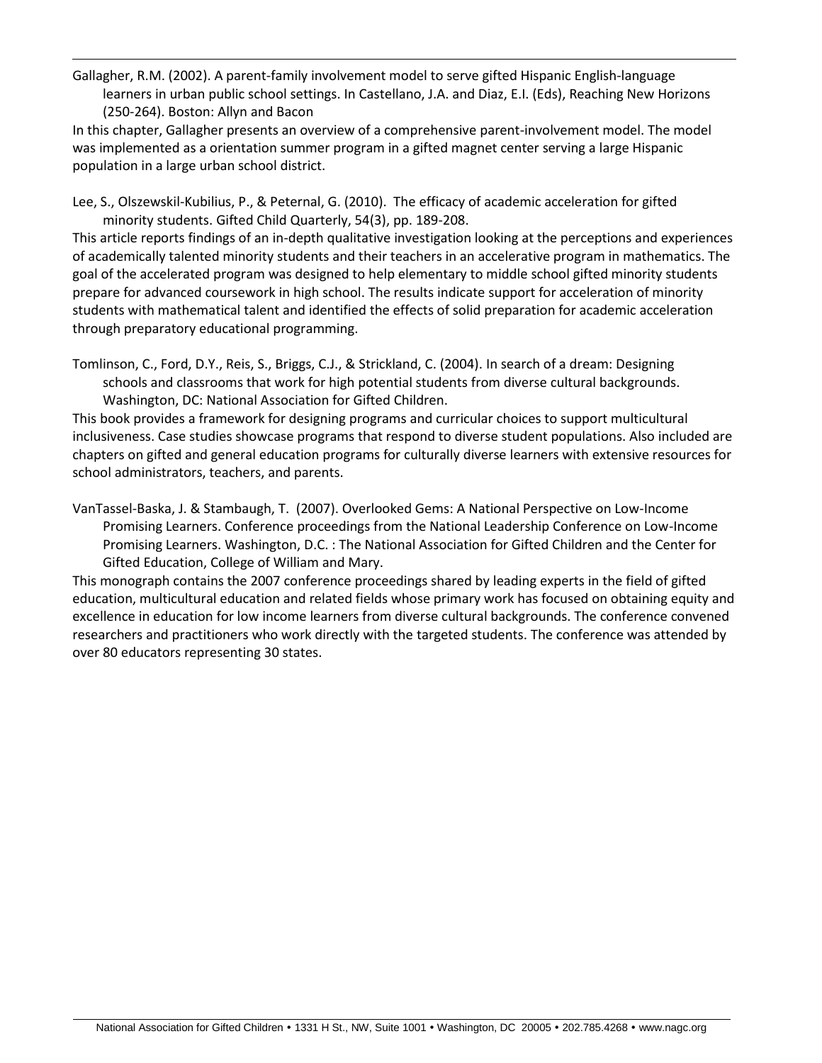Gallagher, R.M. (2002). A parent-family involvement model to serve gifted Hispanic English-language learners in urban public school settings. In Castellano, J.A. and Diaz, E.I. (Eds), Reaching New Horizons (250-264). Boston: Allyn and Bacon

In this chapter, Gallagher presents an overview of a comprehensive parent-involvement model. The model was implemented as a orientation summer program in a gifted magnet center serving a large Hispanic population in a large urban school district.

Lee, S., Olszewskil-Kubilius, P., & Peternal, G. (2010). The efficacy of academic acceleration for gifted minority students. Gifted Child Quarterly, 54(3), pp. 189-208.

This article reports findings of an in-depth qualitative investigation looking at the perceptions and experiences of academically talented minority students and their teachers in an accelerative program in mathematics. The goal of the accelerated program was designed to help elementary to middle school gifted minority students prepare for advanced coursework in high school. The results indicate support for acceleration of minority students with mathematical talent and identified the effects of solid preparation for academic acceleration through preparatory educational programming.

Tomlinson, C., Ford, D.Y., Reis, S., Briggs, C.J., & Strickland, C. (2004). In search of a dream: Designing schools and classrooms that work for high potential students from diverse cultural backgrounds. Washington, DC: National Association for Gifted Children.

This book provides a framework for designing programs and curricular choices to support multicultural inclusiveness. Case studies showcase programs that respond to diverse student populations. Also included are chapters on gifted and general education programs for culturally diverse learners with extensive resources for school administrators, teachers, and parents.

VanTassel-Baska, J. & Stambaugh, T. (2007). Overlooked Gems: A National Perspective on Low-Income Promising Learners. Conference proceedings from the National Leadership Conference on Low-Income Promising Learners. Washington, D.C. : The National Association for Gifted Children and the Center for Gifted Education, College of William and Mary.

This monograph contains the 2007 conference proceedings shared by leading experts in the field of gifted education, multicultural education and related fields whose primary work has focused on obtaining equity and excellence in education for low income learners from diverse cultural backgrounds. The conference convened researchers and practitioners who work directly with the targeted students. The conference was attended by over 80 educators representing 30 states.